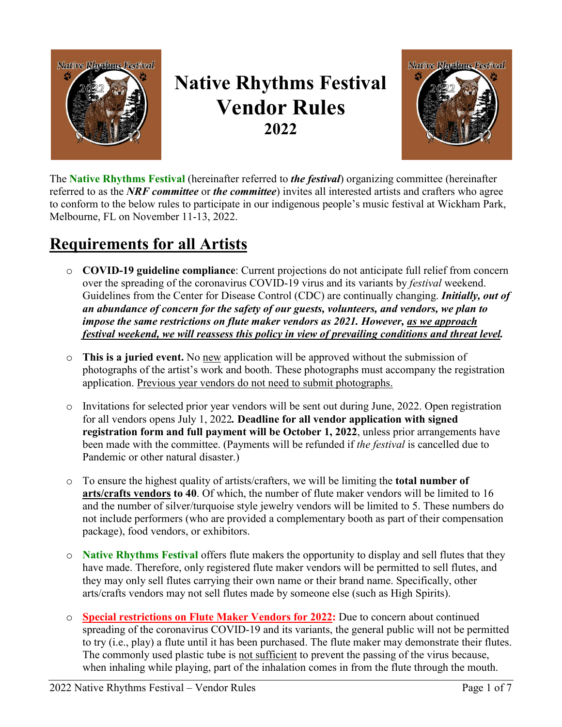# Native Rhythms Festival Vendor Rules 2022

The **Native Rhythms Festival** (hereinafter referred to ***the festival***) organizing committee (hereinafter referred to as the ***NRF committee*** or ***the committee***) invites all interested artists and crafters who agree to conform to the below rules to participate in our indigenous people's music festival at Wickham Park, Melbourne, FL on November 11-13, 2022.

## Requirements for all Artists

- **COVID-19 guideline compliance**: Current projections do not anticipate full relief from concern over the spreading of the coronavirus COVID-19 virus and its variants by *festival* weekend. Guidelines from the Center for Disease Control (CDC) are continually changing. ***Initially, out of an abundance of concern for the safety of our guests, volunteers, and vendors, we plan to impose the same restrictions on flute maker vendors as 2021. However, as we approach festival weekend, we will reassess this policy in view of prevailing conditions and threat level.***

- **This is a juried event.** No new application will be approved without the submission of photographs of the artist's work and booth. These photographs must accompany the registration application. Previous year vendors do not need to submit photographs.

- Invitations for selected prior year vendors will be sent out during June, 2022. Open registration for all vendors opens July 1, 2022**. Deadline for all vendor application with signed registration form and full payment will be October 1, 2022**, unless prior arrangements have been made with the committee. (Payments will be refunded if *the festival* is cancelled due to Pandemic or other natural disaster.)

- To ensure the highest quality of artists/crafters, we will be limiting the **total number of arts/crafts vendors to 40**. Of which, the number of flute maker vendors will be limited to 16 and the number of silver/turquoise style jewelry vendors will be limited to 5. These numbers do not include performers (who are provided a complementary booth as part of their compensation package), food vendors, or exhibitors.

- **Native Rhythms Festival** offers flute makers the opportunity to display and sell flutes that they have made. Therefore, only registered flute maker vendors will be permitted to sell flutes, and they may only sell flutes carrying their own name or their brand name. Specifically, other arts/crafts vendors may not sell flutes made by someone else (such as High Spirits).

- **Special restrictions on Flute Maker Vendors for 2022:** Due to concern about continued spreading of the coronavirus COVID-19 and its variants, the general public will not be permitted to try (i.e., play) a flute until it has been purchased. The flute maker may demonstrate their flutes. The commonly used plastic tube is not sufficient to prevent the passing of the virus because, when inhaling while playing, part of the inhalation comes in from the flute through the mouth.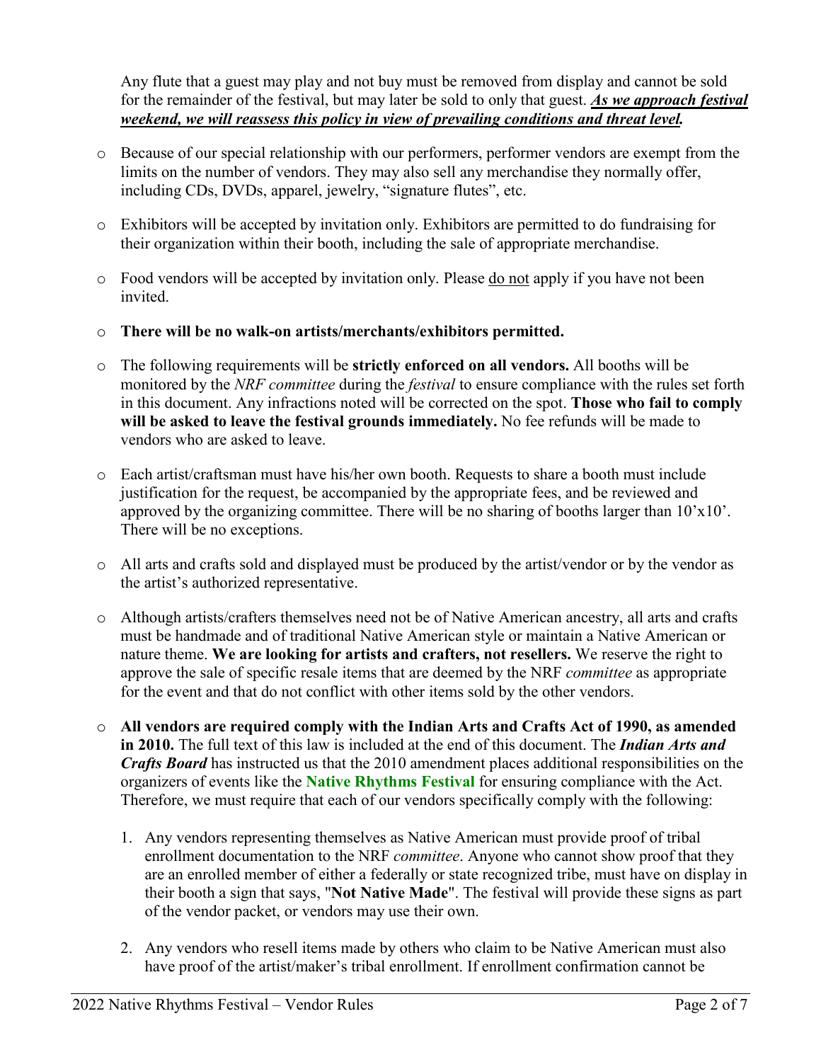Any flute that a guest may play and not buy must be removed from display and cannot be sold for the remainder of the festival, but may later be sold to only that guest. ***<u>As we approach festival weekend, we will reassess this policy in view of prevailing conditions and threat level</u>.***

- Because of our special relationship with our performers, performer vendors are exempt from the limits on the number of vendors. They may also sell any merchandise they normally offer, including CDs, DVDs, apparel, jewelry, "signature flutes", etc.

- Exhibitors will be accepted by invitation only. Exhibitors are permitted to do fundraising for their organization within their booth, including the sale of appropriate merchandise.

- Food vendors will be accepted by invitation only. Please <u>do not</u> apply if you have not been invited.

- **There will be no walk-on artists/merchants/exhibitors permitted.**

- The following requirements will be **strictly enforced on all vendors.** All booths will be monitored by the *NRF committee* during the *festival* to ensure compliance with the rules set forth in this document. Any infractions noted will be corrected on the spot. **Those who fail to comply will be asked to leave the festival grounds immediately.** No fee refunds will be made to vendors who are asked to leave.

- Each artist/craftsman must have his/her own booth. Requests to share a booth must include justification for the request, be accompanied by the appropriate fees, and be reviewed and approved by the organizing committee. There will be no sharing of booths larger than 10'x10'. There will be no exceptions.

- All arts and crafts sold and displayed must be produced by the artist/vendor or by the vendor as the artist's authorized representative.

- Although artists/crafters themselves need not be of Native American ancestry, all arts and crafts must be handmade and of traditional Native American style or maintain a Native American or nature theme. **We are looking for artists and crafters, not resellers.** We reserve the right to approve the sale of specific resale items that are deemed by the NRF *committee* as appropriate for the event and that do not conflict with other items sold by the other vendors.

- **All vendors are required comply with the Indian Arts and Crafts Act of 1990, as amended in 2010.** The full text of this law is included at the end of this document. The ***Indian Arts and Crafts Board*** has instructed us that the 2010 amendment places additional responsibilities on the organizers of events like the **Native Rhythms Festival** for ensuring compliance with the Act. Therefore, we must require that each of our vendors specifically comply with the following:

    1. Any vendors representing themselves as Native American must provide proof of tribal enrollment documentation to the NRF *committee*. Anyone who cannot show proof that they are an enrolled member of either a federally or state recognized tribe, must have on display in their booth a sign that says, "**Not Native Made**". The festival will provide these signs as part of the vendor packet, or vendors may use their own.

    2. Any vendors who resell items made by others who claim to be Native American must also have proof of the artist/maker's tribal enrollment. If enrollment confirmation cannot be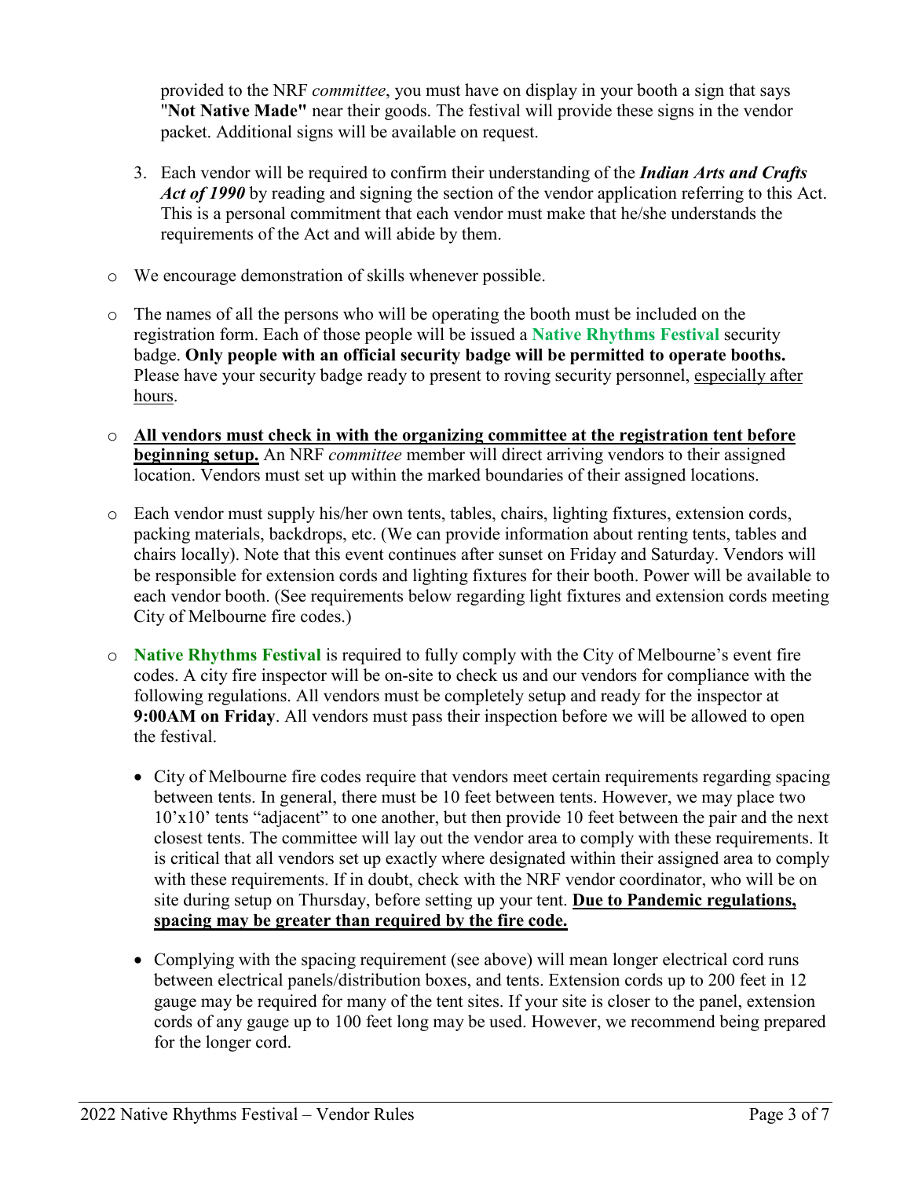provided to the NRF *committee*, you must have on display in your booth a sign that says "**Not Native Made"** near their goods. The festival will provide these signs in the vendor packet. Additional signs will be available on request.

3. Each vendor will be required to confirm their understanding of the ***Indian Arts and Crafts Act of 1990*** by reading and signing the section of the vendor application referring to this Act. This is a personal commitment that each vendor must make that he/she understands the requirements of the Act and will abide by them.

- We encourage demonstration of skills whenever possible.

- The names of all the persons who will be operating the booth must be included on the registration form. Each of those people will be issued a **Native Rhythms Festival** security badge. **Only people with an official security badge will be permitted to operate booths.** Please have your security badge ready to present to roving security personnel, <u>especially after hours</u>.

- <u>**All vendors must check in with the organizing committee at the registration tent before beginning setup.**</u> An NRF *committee* member will direct arriving vendors to their assigned location. Vendors must set up within the marked boundaries of their assigned locations.

- Each vendor must supply his/her own tents, tables, chairs, lighting fixtures, extension cords, packing materials, backdrops, etc. (We can provide information about renting tents, tables and chairs locally). Note that this event continues after sunset on Friday and Saturday. Vendors will be responsible for extension cords and lighting fixtures for their booth. Power will be available to each vendor booth. (See requirements below regarding light fixtures and extension cords meeting City of Melbourne fire codes.)

- **Native Rhythms Festival** is required to fully comply with the City of Melbourne's event fire codes. A city fire inspector will be on-site to check us and our vendors for compliance with the following regulations. All vendors must be completely setup and ready for the inspector at **9:00AM on Friday**. All vendors must pass their inspection before we will be allowed to open the festival.

  - City of Melbourne fire codes require that vendors meet certain requirements regarding spacing between tents. In general, there must be 10 feet between tents. However, we may place two 10'x10' tents "adjacent" to one another, but then provide 10 feet between the pair and the next closest tents. The committee will lay out the vendor area to comply with these requirements. It is critical that all vendors set up exactly where designated within their assigned area to comply with these requirements. If in doubt, check with the NRF vendor coordinator, who will be on site during setup on Thursday, before setting up your tent. <u>**Due to Pandemic regulations, spacing may be greater than required by the fire code.**</u>

  - Complying with the spacing requirement (see above) will mean longer electrical cord runs between electrical panels/distribution boxes, and tents. Extension cords up to 200 feet in 12 gauge may be required for many of the tent sites. If your site is closer to the panel, extension cords of any gauge up to 100 feet long may be used. However, we recommend being prepared for the longer cord.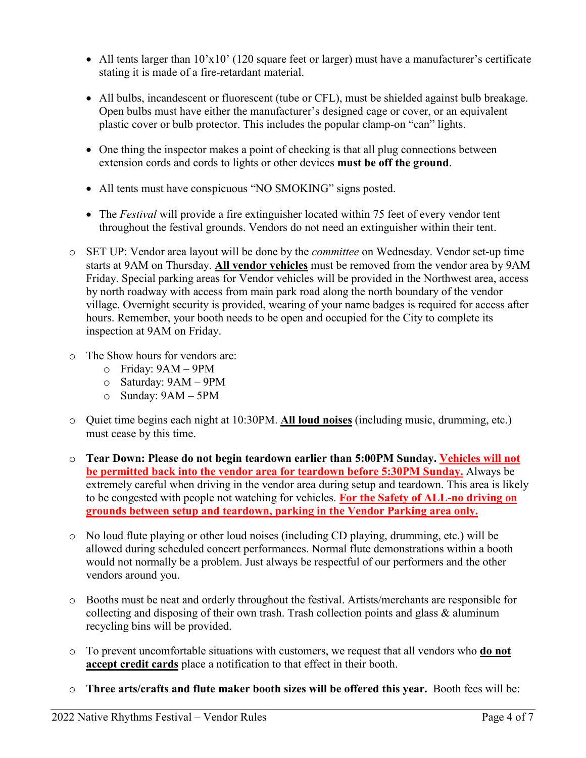- All tents larger than 10'x10' (120 square feet or larger) must have a manufacturer's certificate stating it is made of a fire-retardant material.

  - All bulbs, incandescent or fluorescent (tube or CFL), must be shielded against bulb breakage. Open bulbs must have either the manufacturer's designed cage or cover, or an equivalent plastic cover or bulb protector. This includes the popular clamp-on "can" lights.

  - One thing the inspector makes a point of checking is that all plug connections between extension cords and cords to lights or other devices **must be off the ground**.

  - All tents must have conspicuous "NO SMOKING" signs posted.

  - The *Festival* will provide a fire extinguisher located within 75 feet of every vendor tent throughout the festival grounds. Vendors do not need an extinguisher within their tent.

- SET UP: Vendor area layout will be done by the *committee* on Wednesday. Vendor set-up time starts at 9AM on Thursday. <u>**All vendor vehicles**</u> must be removed from the vendor area by 9AM Friday. Special parking areas for Vendor vehicles will be provided in the Northwest area, access by north roadway with access from main park road along the north boundary of the vendor village. Overnight security is provided, wearing of your name badges is required for access after hours. Remember, your booth needs to be open and occupied for the City to complete its inspection at 9AM on Friday.

- The Show hours for vendors are:
  - Friday: 9AM – 9PM
  - Saturday: 9AM – 9PM
  - Sunday: 9AM – 5PM

- Quiet time begins each night at 10:30PM. <u>**All loud noises**</u> (including music, drumming, etc.) must cease by this time.

- **Tear Down: Please do not begin teardown earlier than 5:00PM Sunday.** <u>**Vehicles will not be permitted back into the vendor area for teardown before 5:30PM Sunday.**</u> Always be extremely careful when driving in the vendor area during setup and teardown. This area is likely to be congested with people not watching for vehicles. <u>**For the Safety of ALL-no driving on grounds between setup and teardown, parking in the Vendor Parking area only.**</u>

- No <u>loud</u> flute playing or other loud noises (including CD playing, drumming, etc.) will be allowed during scheduled concert performances. Normal flute demonstrations within a booth would not normally be a problem. Just always be respectful of our performers and the other vendors around you.

- Booths must be neat and orderly throughout the festival. Artists/merchants are responsible for collecting and disposing of their own trash. Trash collection points and glass & aluminum recycling bins will be provided.

- To prevent uncomfortable situations with customers, we request that all vendors who <u>**do not accept credit cards**</u> place a notification to that effect in their booth.

- **Three arts/crafts and flute maker booth sizes will be offered this year.** Booth fees will be: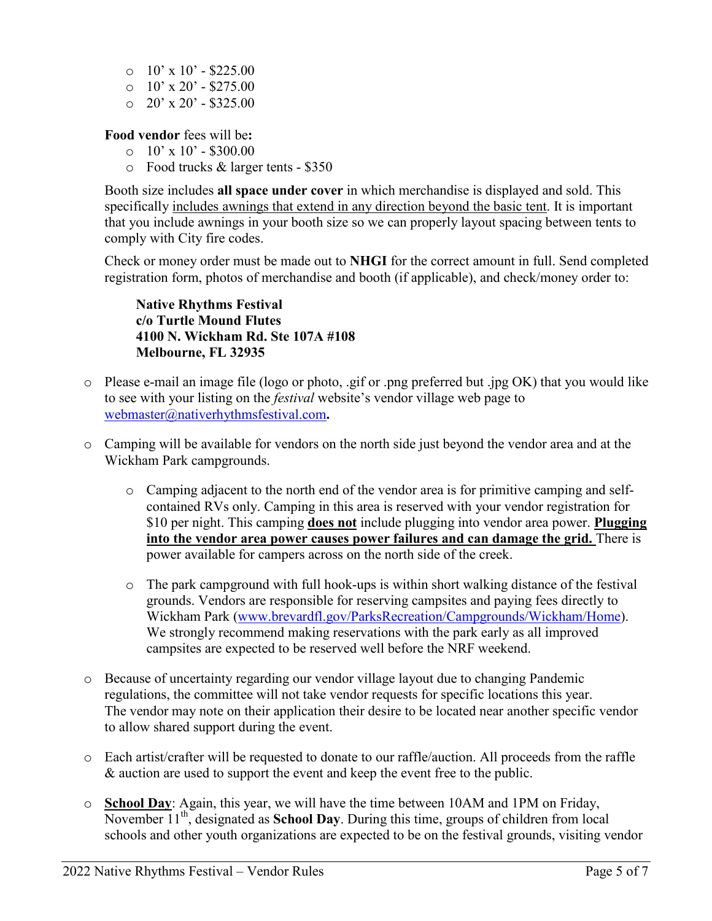- 10' x 10' - $225.00
- 10' x 20' - $275.00
- 20' x 20' - $325.00

**Food vendor** fees will be**:**

- 10' x 10' - $300.00
- Food trucks & larger tents - $350

Booth size includes **all space under cover** in which merchandise is displayed and sold. This specifically <u>includes awnings that extend in any direction beyond the basic tent</u>. It is important that you include awnings in your booth size so we can properly layout spacing between tents to comply with City fire codes.

Check or money order must be made out to **NHGI** for the correct amount in full. Send completed registration form, photos of merchandise and booth (if applicable), and check/money order to:

> **Native Rhythms Festival**
> **c/o Turtle Mound Flutes**
> **4100 N. Wickham Rd. Ste 107A #108**
> **Melbourne, FL 32935**

- Please e-mail an image file (logo or photo, .gif or .png preferred but .jpg OK) that you would like to see with your listing on the *festival* website's vendor village web page to webmaster@nativerhythmsfestival.com**.**

- Camping will be available for vendors on the north side just beyond the vendor area and at the Wickham Park campgrounds.

  - Camping adjacent to the north end of the vendor area is for primitive camping and self-contained RVs only. Camping in this area is reserved with your vendor registration for $10 per night. This camping <u>**does not**</u> include plugging into vendor area power. <u>**Plugging into the vendor area power causes power failures and can damage the grid.**</u> There is power available for campers across on the north side of the creek.

  - The park campground with full hook-ups is within short walking distance of the festival grounds. Vendors are responsible for reserving campsites and paying fees directly to Wickham Park (www.brevardfl.gov/ParksRecreation/Campgrounds/Wickham/Home). We strongly recommend making reservations with the park early as all improved campsites are expected to be reserved well before the NRF weekend.

- Because of uncertainty regarding our vendor village layout due to changing Pandemic regulations, the committee will not take vendor requests for specific locations this year. The vendor may note on their application their desire to be located near another specific vendor to allow shared support during the event.

- Each artist/crafter will be requested to donate to our raffle/auction. All proceeds from the raffle & auction are used to support the event and keep the event free to the public.

- <u>**School Day**</u>: Again, this year, we will have the time between 10AM and 1PM on Friday, November 11th, designated as **School Day**. During this time, groups of children from local schools and other youth organizations are expected to be on the festival grounds, visiting vendor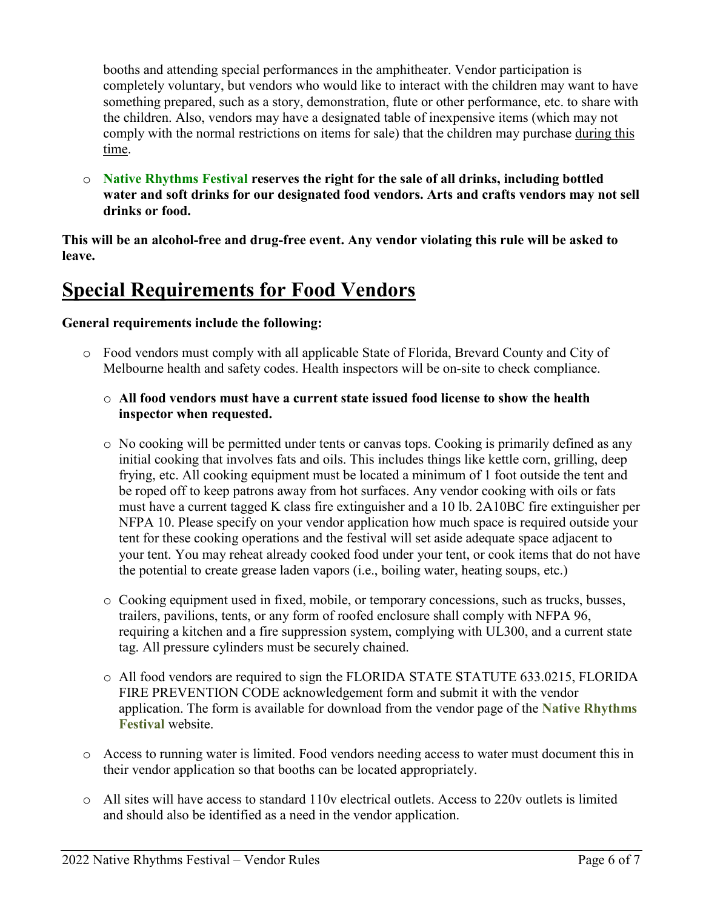booths and attending special performances in the amphitheater. Vendor participation is completely voluntary, but vendors who would like to interact with the children may want to have something prepared, such as a story, demonstration, flute or other performance, etc. to share with the children. Also, vendors may have a designated table of inexpensive items (which may not comply with the normal restrictions on items for sale) that the children may purchase during this time.

- **Native Rhythms Festival reserves the right for the sale of all drinks, including bottled water and soft drinks for our designated food vendors. Arts and crafts vendors may not sell drinks or food.**

**This will be an alcohol-free and drug-free event. Any vendor violating this rule will be asked to leave.**

## Special Requirements for Food Vendors

**General requirements include the following:**

- Food vendors must comply with all applicable State of Florida, Brevard County and City of Melbourne health and safety codes. Health inspectors will be on-site to check compliance.
  - **All food vendors must have a current state issued food license to show the health inspector when requested.**
  - No cooking will be permitted under tents or canvas tops. Cooking is primarily defined as any initial cooking that involves fats and oils. This includes things like kettle corn, grilling, deep frying, etc. All cooking equipment must be located a minimum of 1 foot outside the tent and be roped off to keep patrons away from hot surfaces. Any vendor cooking with oils or fats must have a current tagged K class fire extinguisher and a 10 lb. 2A10BC fire extinguisher per NFPA 10. Please specify on your vendor application how much space is required outside your tent for these cooking operations and the festival will set aside adequate space adjacent to your tent. You may reheat already cooked food under your tent, or cook items that do not have the potential to create grease laden vapors (i.e., boiling water, heating soups, etc.)
  - Cooking equipment used in fixed, mobile, or temporary concessions, such as trucks, busses, trailers, pavilions, tents, or any form of roofed enclosure shall comply with NFPA 96, requiring a kitchen and a fire suppression system, complying with UL300, and a current state tag. All pressure cylinders must be securely chained.
  - All food vendors are required to sign the FLORIDA STATE STATUTE 633.0215, FLORIDA FIRE PREVENTION CODE acknowledgement form and submit it with the vendor application. The form is available for download from the vendor page of the **Native Rhythms Festival** website.
- Access to running water is limited. Food vendors needing access to water must document this in their vendor application so that booths can be located appropriately.
- All sites will have access to standard 110v electrical outlets. Access to 220v outlets is limited and should also be identified as a need in the vendor application.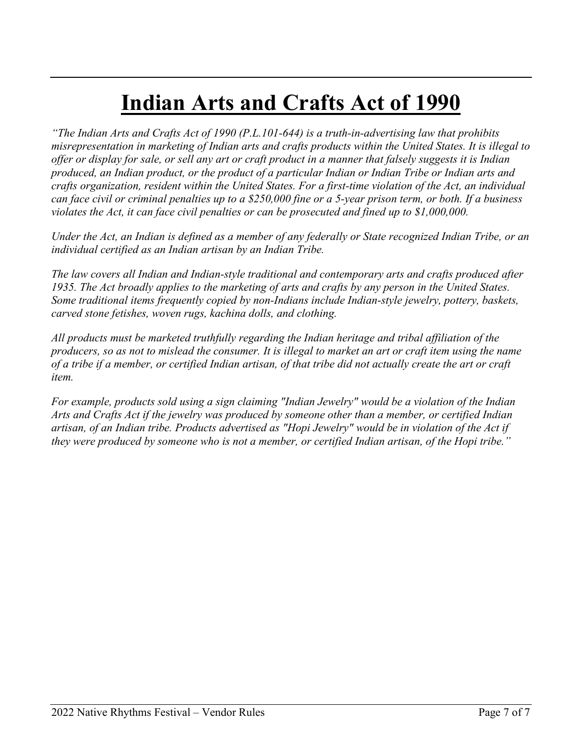# Indian Arts and Crafts Act of 1990

*"The Indian Arts and Crafts Act of 1990 (P.L.101-644) is a truth-in-advertising law that prohibits misrepresentation in marketing of Indian arts and crafts products within the United States. It is illegal to offer or display for sale, or sell any art or craft product in a manner that falsely suggests it is Indian produced, an Indian product, or the product of a particular Indian or Indian Tribe or Indian arts and crafts organization, resident within the United States. For a first-time violation of the Act, an individual can face civil or criminal penalties up to a $250,000 fine or a 5-year prison term, or both. If a business violates the Act, it can face civil penalties or can be prosecuted and fined up to $1,000,000.*

*Under the Act, an Indian is defined as a member of any federally or State recognized Indian Tribe, or an individual certified as an Indian artisan by an Indian Tribe.*

*The law covers all Indian and Indian-style traditional and contemporary arts and crafts produced after 1935. The Act broadly applies to the marketing of arts and crafts by any person in the United States. Some traditional items frequently copied by non-Indians include Indian-style jewelry, pottery, baskets, carved stone fetishes, woven rugs, kachina dolls, and clothing.*

*All products must be marketed truthfully regarding the Indian heritage and tribal affiliation of the producers, so as not to mislead the consumer. It is illegal to market an art or craft item using the name of a tribe if a member, or certified Indian artisan, of that tribe did not actually create the art or craft item.*

*For example, products sold using a sign claiming "Indian Jewelry" would be a violation of the Indian Arts and Crafts Act if the jewelry was produced by someone other than a member, or certified Indian artisan, of an Indian tribe. Products advertised as "Hopi Jewelry" would be in violation of the Act if they were produced by someone who is not a member, or certified Indian artisan, of the Hopi tribe."*